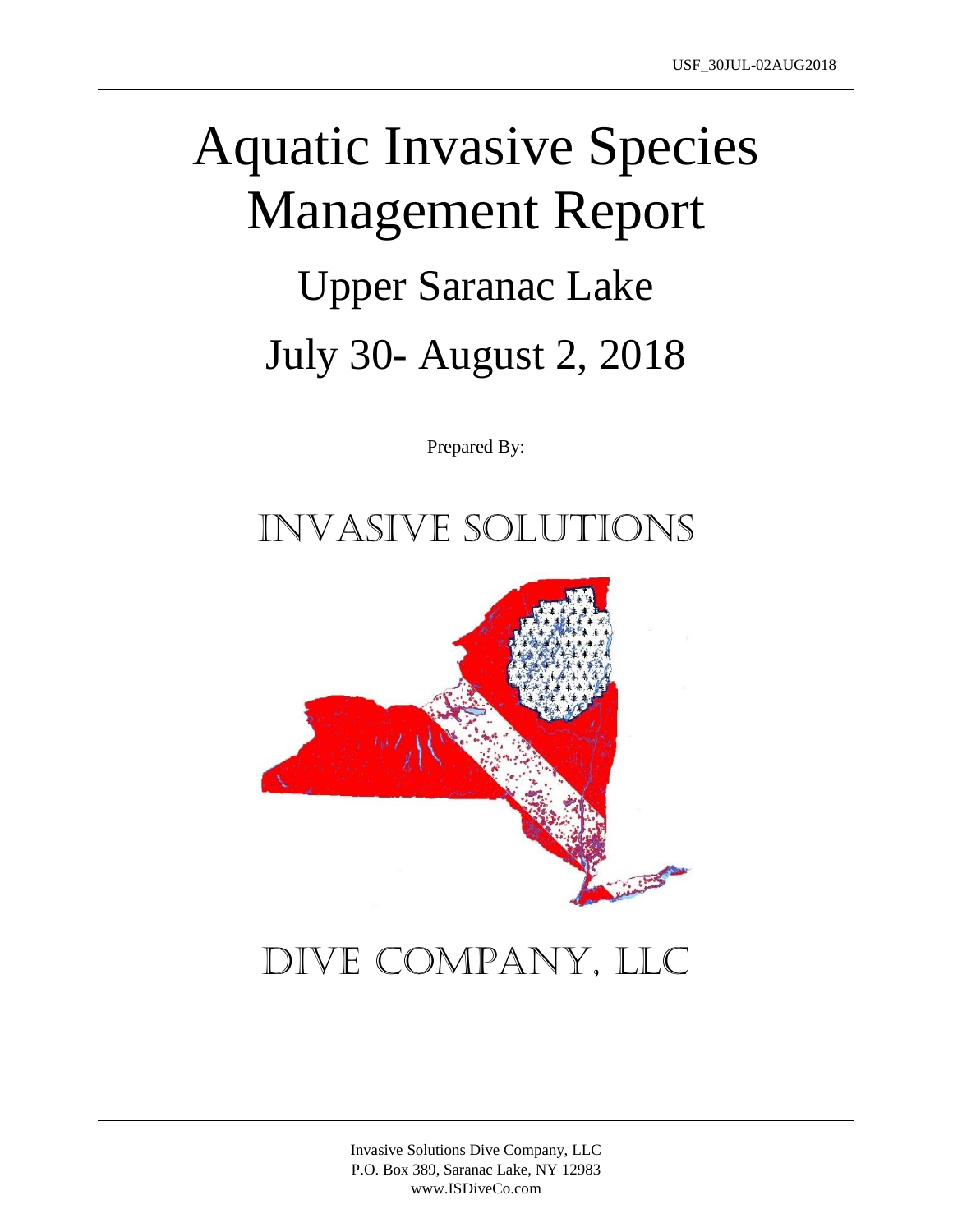# Aquatic Invasive Species Management Report

## Upper Saranac Lake

## July 30- August 2, 2018

Prepared By:

INVASIVE SOLUTIONS

DIVE COMPANY, LLC

Invasive Solutions Dive Company, LLC
P.O. Box 389, Saranac Lake, NY 12983
www.ISDiveCo.com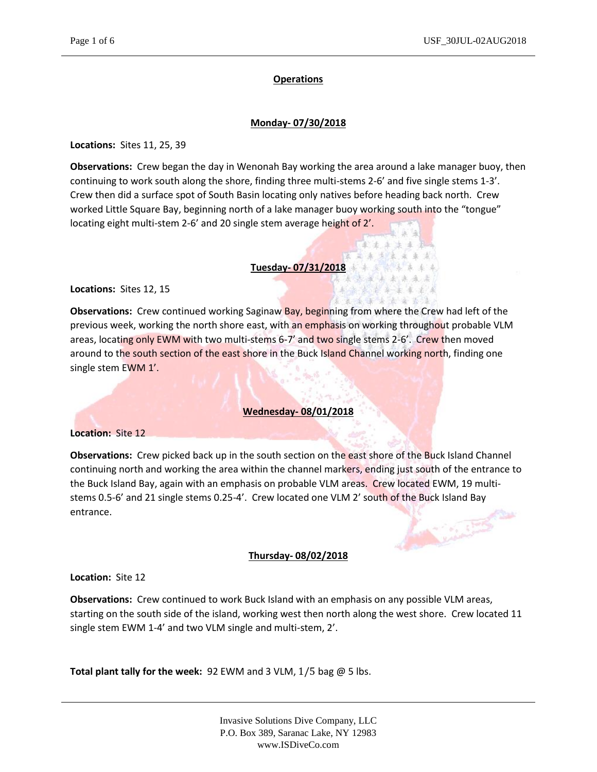## Operations

### Monday- 07/30/2018

**Locations:** Sites 11, 25, 39

**Observations:** Crew began the day in Wenonah Bay working the area around a lake manager buoy, then continuing to work south along the shore, finding three multi-stems 2-6' and five single stems 1-3'. Crew then did a surface spot of South Basin locating only natives before heading back north. Crew worked Little Square Bay, beginning north of a lake manager buoy working south into the "tongue" locating eight multi-stem 2-6' and 20 single stem average height of 2'.

### Tuesday- 07/31/2018

**Locations:** Sites 12, 15

**Observations:** Crew continued working Saginaw Bay, beginning from where the Crew had left of the previous week, working the north shore east, with an emphasis on working throughout probable VLM areas, locating only EWM with two multi-stems 6-7' and two single stems 2-6'. Crew then moved around to the south section of the east shore in the Buck Island Channel working north, finding one single stem EWM 1'.

### Wednesday- 08/01/2018

**Location:** Site 12

**Observations:** Crew picked back up in the south section on the east shore of the Buck Island Channel continuing north and working the area within the channel markers, ending just south of the entrance to the Buck Island Bay, again with an emphasis on probable VLM areas. Crew located EWM, 19 multi-stems 0.5-6' and 21 single stems 0.25-4'. Crew located one VLM 2' south of the Buck Island Bay entrance.

### Thursday- 08/02/2018

**Location:** Site 12

**Observations:** Crew continued to work Buck Island with an emphasis on any possible VLM areas, starting on the south side of the island, working west then north along the west shore. Crew located 11 single stem EWM 1-4' and two VLM single and multi-stem, 2'.

**Total plant tally for the week:** 92 EWM and 3 VLM, 1/5 bag @ 5 lbs.

Invasive Solutions Dive Company, LLC
P.O. Box 389, Saranac Lake, NY 12983
www.ISDiveCo.com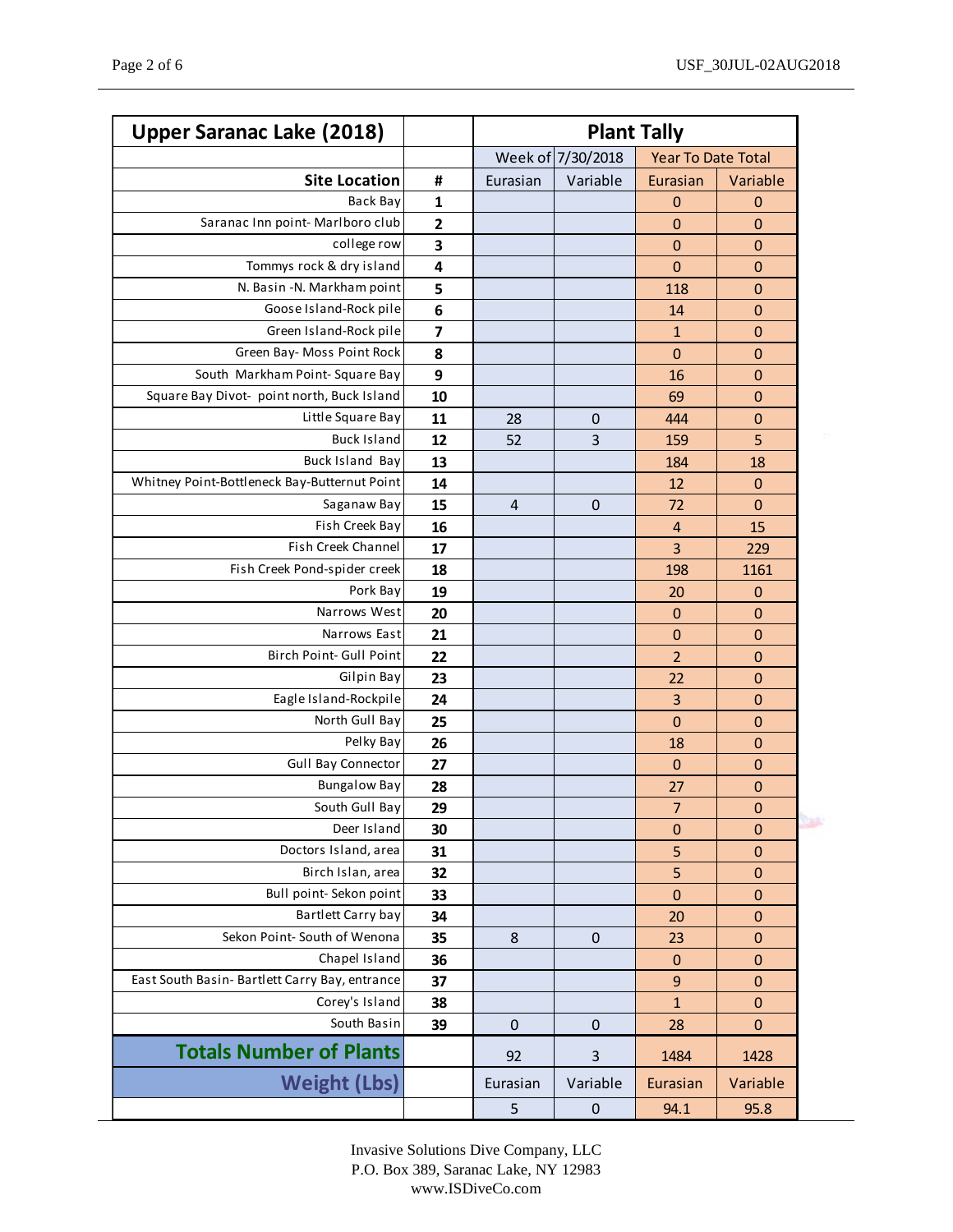| Upper Saranac Lake (2018) | | Plant Tally | | | |
|---|---|---|---|---|---|
| | | Week of 7/30/2018 | | Year To Date Total | |
| Site Location | # | Eurasian | Variable | Eurasian | Variable |
| Back Bay | 1 | | | 0 | 0 |
| Saranac Inn point- Marlboro club | 2 | | | 0 | 0 |
| college row | 3 | | | 0 | 0 |
| Tommys rock & dry island | 4 | | | 0 | 0 |
| N. Basin -N. Markham point | 5 | | | 118 | 0 |
| Goose Island-Rock pile | 6 | | | 14 | 0 |
| Green Island-Rock pile | 7 | | | 1 | 0 |
| Green Bay- Moss Point Rock | 8 | | | 0 | 0 |
| South Markham Point- Square Bay | 9 | | | 16 | 0 |
| Square Bay Divot- point north, Buck Island | 10 | | | 69 | 0 |
| Little Square Bay | 11 | 28 | 0 | 444 | 0 |
| Buck Island | 12 | 52 | 3 | 159 | 5 |
| Buck Island Bay | 13 | | | 184 | 18 |
| Whitney Point-Bottleneck Bay-Butternut Point | 14 | | | 12 | 0 |
| Saganaw Bay | 15 | 4 | 0 | 72 | 0 |
| Fish Creek Bay | 16 | | | 4 | 15 |
| Fish Creek Channel | 17 | | | 3 | 229 |
| Fish Creek Pond-spider creek | 18 | | | 198 | 1161 |
| Pork Bay | 19 | | | 20 | 0 |
| Narrows West | 20 | | | 0 | 0 |
| Narrows East | 21 | | | 0 | 0 |
| Birch Point- Gull Point | 22 | | | 2 | 0 |
| Gilpin Bay | 23 | | | 22 | 0 |
| Eagle Island-Rockpile | 24 | | | 3 | 0 |
| North Gull Bay | 25 | | | 0 | 0 |
| Pelky Bay | 26 | | | 18 | 0 |
| Gull Bay Connector | 27 | | | 0 | 0 |
| Bungalow Bay | 28 | | | 27 | 0 |
| South Gull Bay | 29 | | | 7 | 0 |
| Deer Island | 30 | | | 0 | 0 |
| Doctors Island, area | 31 | | | 5 | 0 |
| Birch Islan, area | 32 | | | 5 | 0 |
| Bull point- Sekon point | 33 | | | 0 | 0 |
| Bartlett Carry bay | 34 | | | 20 | 0 |
| Sekon Point- South of Wenona | 35 | 8 | 0 | 23 | 0 |
| Chapel Island | 36 | | | 0 | 0 |
| East South Basin- Bartlett Carry Bay, entrance | 37 | | | 9 | 0 |
| Corey's Island | 38 | | | 1 | 0 |
| South Basin | 39 | 0 | 0 | 28 | 0 |
| **Totals Number of Plants** | | 92 | 3 | 1484 | 1428 |
| **Weight (Lbs)** | | Eurasian | Variable | Eurasian | Variable |
| | | 5 | 0 | 94.1 | 95.8 |

Invasive Solutions Dive Company, LLC
P.O. Box 389, Saranac Lake, NY 12983
www.ISDiveCo.com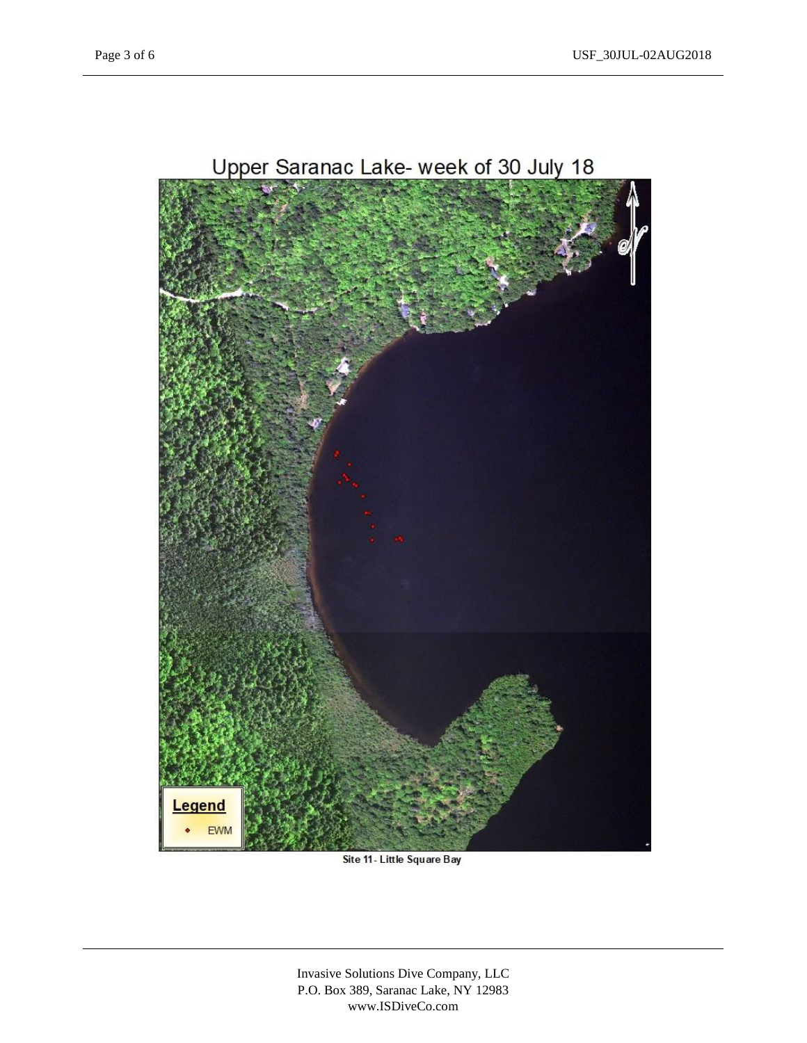Upper Saranac Lake- week of 30 July 18

Legend

EWM

Site 11 - Little Square Bay

Invasive Solutions Dive Company, LLC
P.O. Box 389, Saranac Lake, NY 12983
www.ISDiveCo.com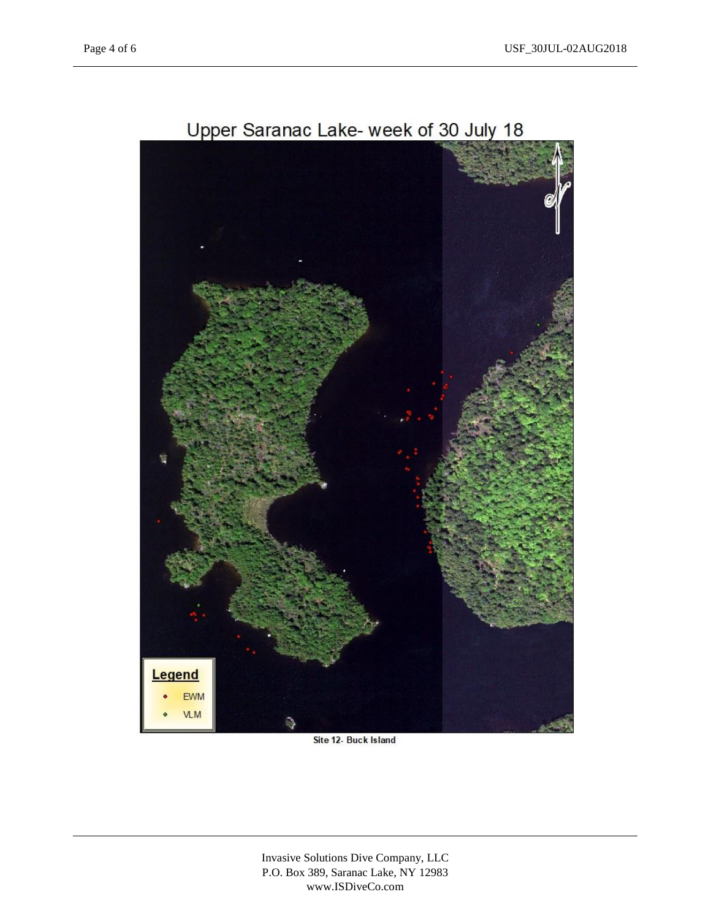Upper Saranac Lake- week of 30 July 18

Legend

- EWM
- VLM

Site 12- Buck Island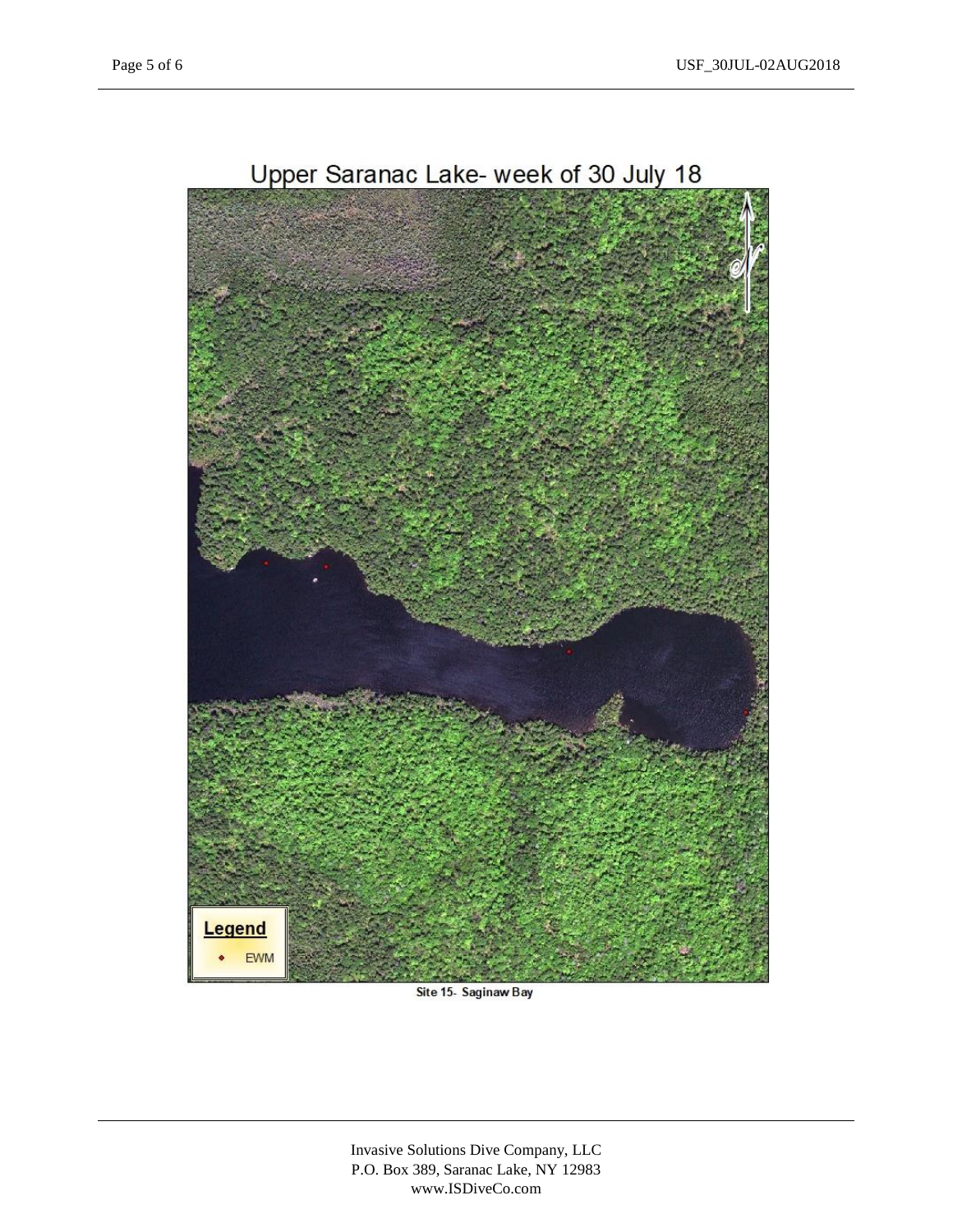# Upper Saranac Lake- week of 30 July 18

**Legend**

- EWM

Site 15- Saginaw Bay

Invasive Solutions Dive Company, LLC
P.O. Box 389, Saranac Lake, NY 12983
www.ISDiveCo.com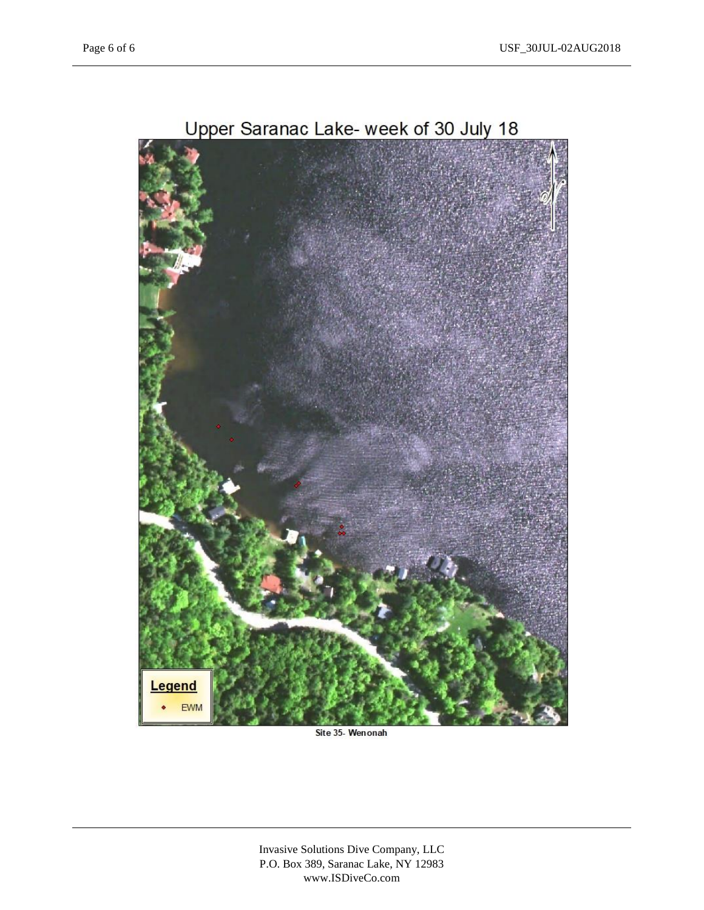Upper Saranac Lake- week of 30 July 18

Legend

EWM

Site 35- Wenonah

Invasive Solutions Dive Company, LLC
P.O. Box 389, Saranac Lake, NY 12983
www.ISDiveCo.com